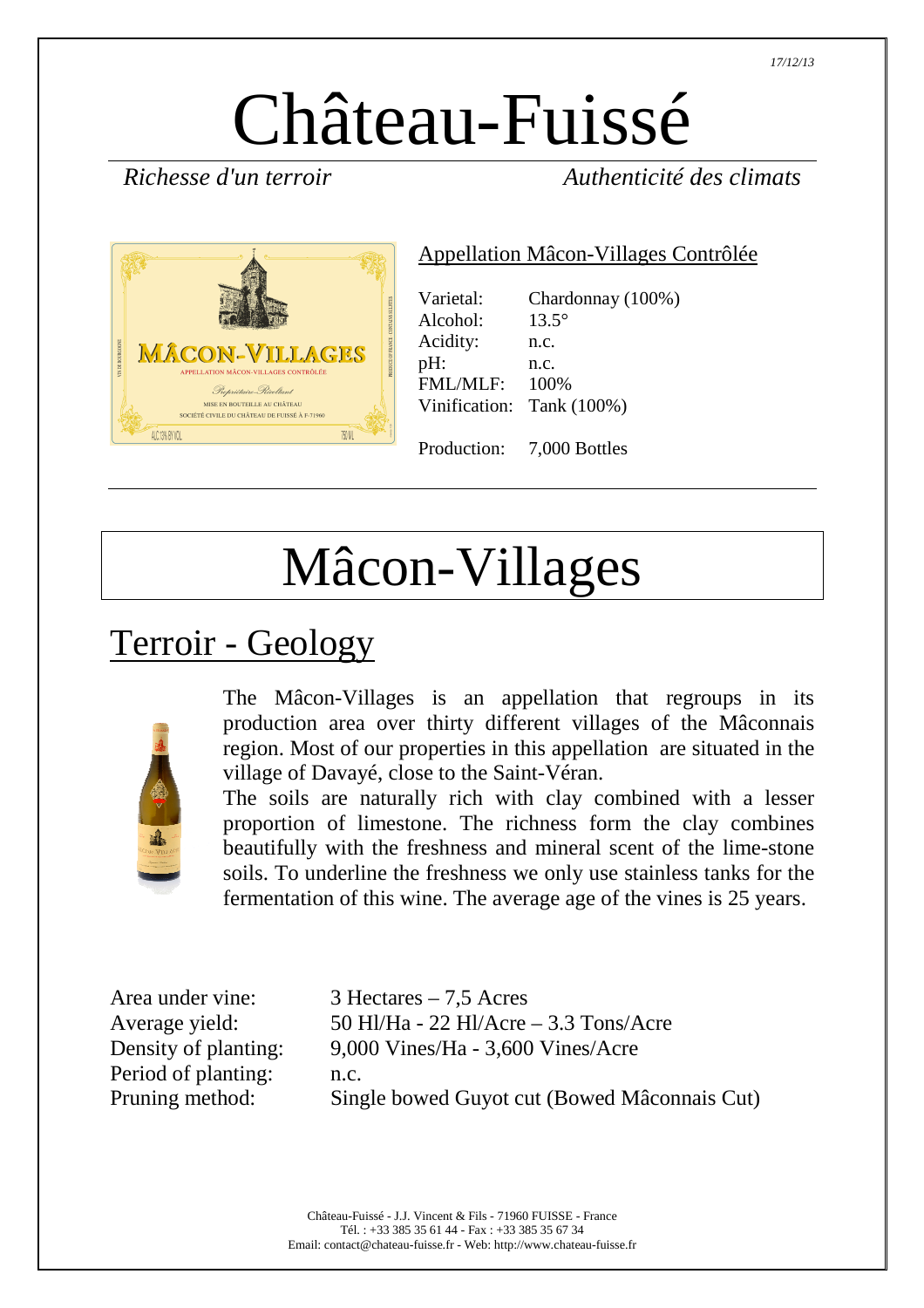17/12/13

# Château-Fuissé

*Richesse d'un terroir* *Authenticité des climats*

## Appellation Mâcon-Villages Contrôlée

| | |
|---|---|
| Varietal: | Chardonnay (100%) |
| Alcohol: | 13.5° |
| Acidity: | n.c. |
| pH: | n.c. |
| FML/MLF: | 100% |
| Vinification: | Tank (100%) |
| Production: | 7,000 Bottles |

# Mâcon-Villages

## Terroir - Geology

The Mâcon-Villages is an appellation that regroups in its production area over thirty different villages of the Mâconnais region. Most of our properties in this appellation are situated in the village of Davayé, close to the Saint-Véran.

The soils are naturally rich with clay combined with a lesser proportion of limestone. The richness form the clay combines beautifully with the freshness and mineral scent of the lime-stone soils. To underline the freshness we only use stainless tanks for the fermentation of this wine. The average age of the vines is 25 years.

| | |
|---|---|
| Area under vine: | 3 Hectares – 7,5 Acres |
| Average yield: | 50 Hl/Ha - 22 Hl/Acre – 3.3 Tons/Acre |
| Density of planting: | 9,000 Vines/Ha - 3,600 Vines/Acre |
| Period of planting: | n.c. |
| Pruning method: | Single bowed Guyot cut (Bowed Mâconnais Cut) |

Château-Fuissé - J.J. Vincent & Fils - 71960 FUISSE - France
Tél. : +33 385 35 61 44 - Fax : +33 385 35 67 34
Email: contact@chateau-fuisse.fr - Web: http://www.chateau-fuisse.fr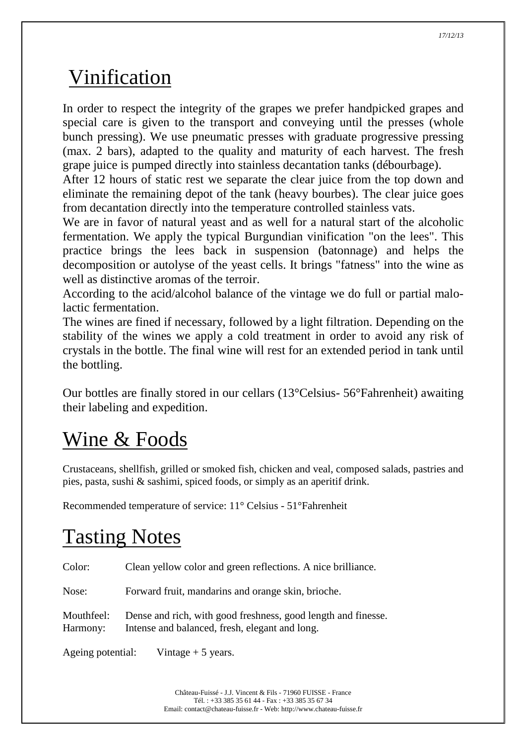# Vinification

In order to respect the integrity of the grapes we prefer handpicked grapes and special care is given to the transport and conveying until the presses (whole bunch pressing). We use pneumatic presses with graduate progressive pressing (max. 2 bars), adapted to the quality and maturity of each harvest. The fresh grape juice is pumped directly into stainless decantation tanks (débourbage).
After 12 hours of static rest we separate the clear juice from the top down and eliminate the remaining depot of the tank (heavy bourbes). The clear juice goes from decantation directly into the temperature controlled stainless vats.
We are in favor of natural yeast and as well for a natural start of the alcoholic fermentation. We apply the typical Burgundian vinification "on the lees". This practice brings the lees back in suspension (batonnage) and helps the decomposition or autolyse of the yeast cells. It brings "fatness" into the wine as well as distinctive aromas of the terroir.
According to the acid/alcohol balance of the vintage we do full or partial malo-lactic fermentation.
The wines are fined if necessary, followed by a light filtration. Depending on the stability of the wines we apply a cold treatment in order to avoid any risk of crystals in the bottle. The final wine will rest for an extended period in tank until the bottling.

Our bottles are finally stored in our cellars (13°Celsius- 56°Fahrenheit) awaiting their labeling and expedition.

# Wine & Foods

Crustaceans, shellfish, grilled or smoked fish, chicken and veal, composed salads, pastries and pies, pasta, sushi & sashimi, spiced foods, or simply as an aperitif drink.

Recommended temperature of service: 11° Celsius - 51°Fahrenheit

# Tasting Notes

Color: Clean yellow color and green reflections. A nice brilliance.

Nose: Forward fruit, mandarins and orange skin, brioche.

Mouthfeel: Dense and rich, with good freshness, good length and finesse.
Harmony: Intense and balanced, fresh, elegant and long.

Ageing potential: Vintage + 5 years.